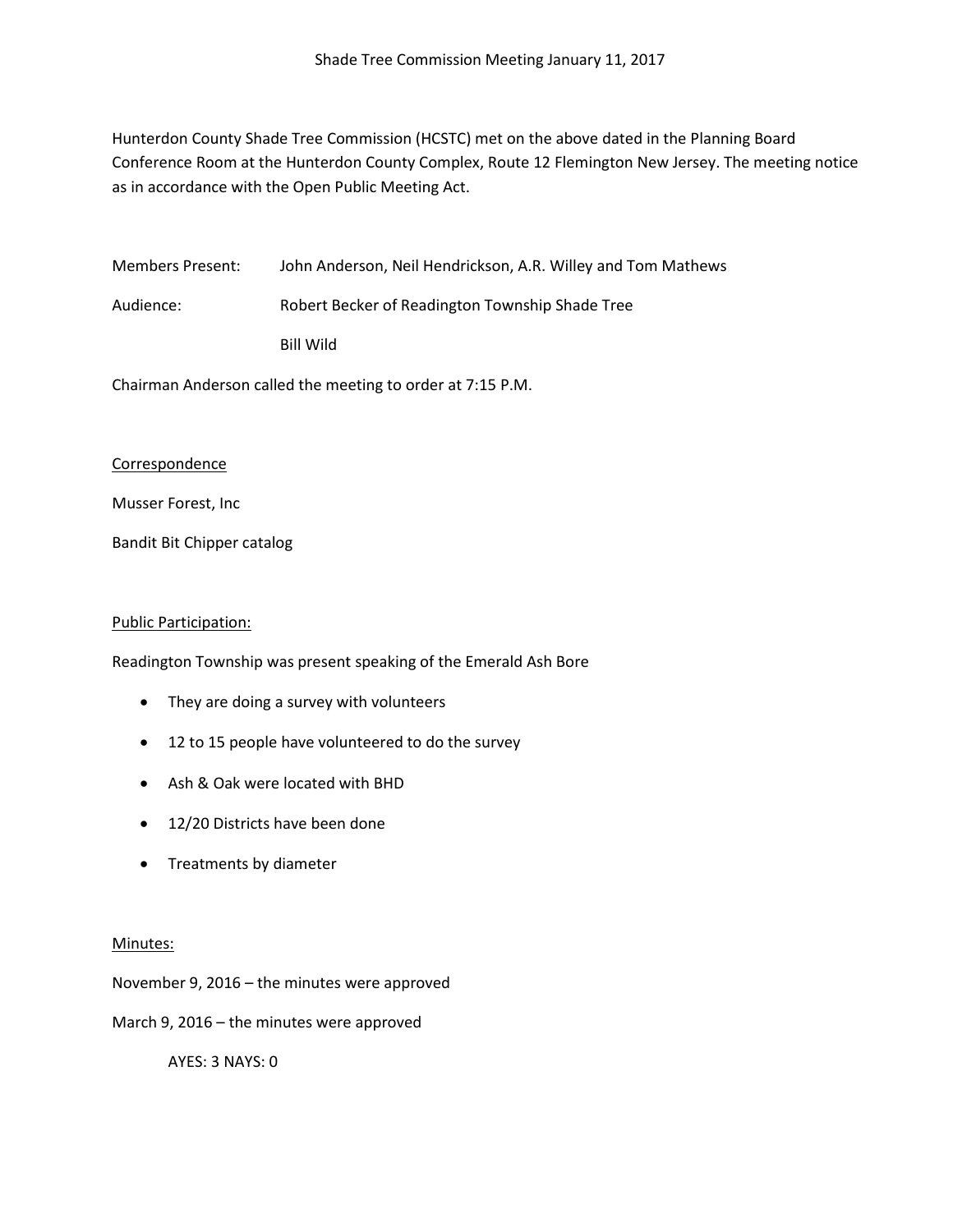# Shade Tree Commission Meeting January 11, 2017

Hunterdon County Shade Tree Commission (HCSTC) met on the above dated in the Planning Board Conference Room at the Hunterdon County Complex, Route 12 Flemington New Jersey. The meeting notice as in accordance with the Open Public Meeting Act.

Members Present: John Anderson, Neil Hendrickson, A.R. Willey and Tom Mathews

Audience: Robert Becker of Readington Township Shade Tree

Bill Wild

Chairman Anderson called the meeting to order at 7:15 P.M.

<u>Correspondence</u>

Musser Forest, Inc

Bandit Bit Chipper catalog

<u>Public Participation:</u>

Readington Township was present speaking of the Emerald Ash Bore

- They are doing a survey with volunteers
- 12 to 15 people have volunteered to do the survey
- Ash & Oak were located with BHD
- 12/20 Districts have been done
- Treatments by diameter

<u>Minutes:</u>

November 9, 2016 – the minutes were approved

March 9, 2016 – the minutes were approved

AYES: 3 NAYS: 0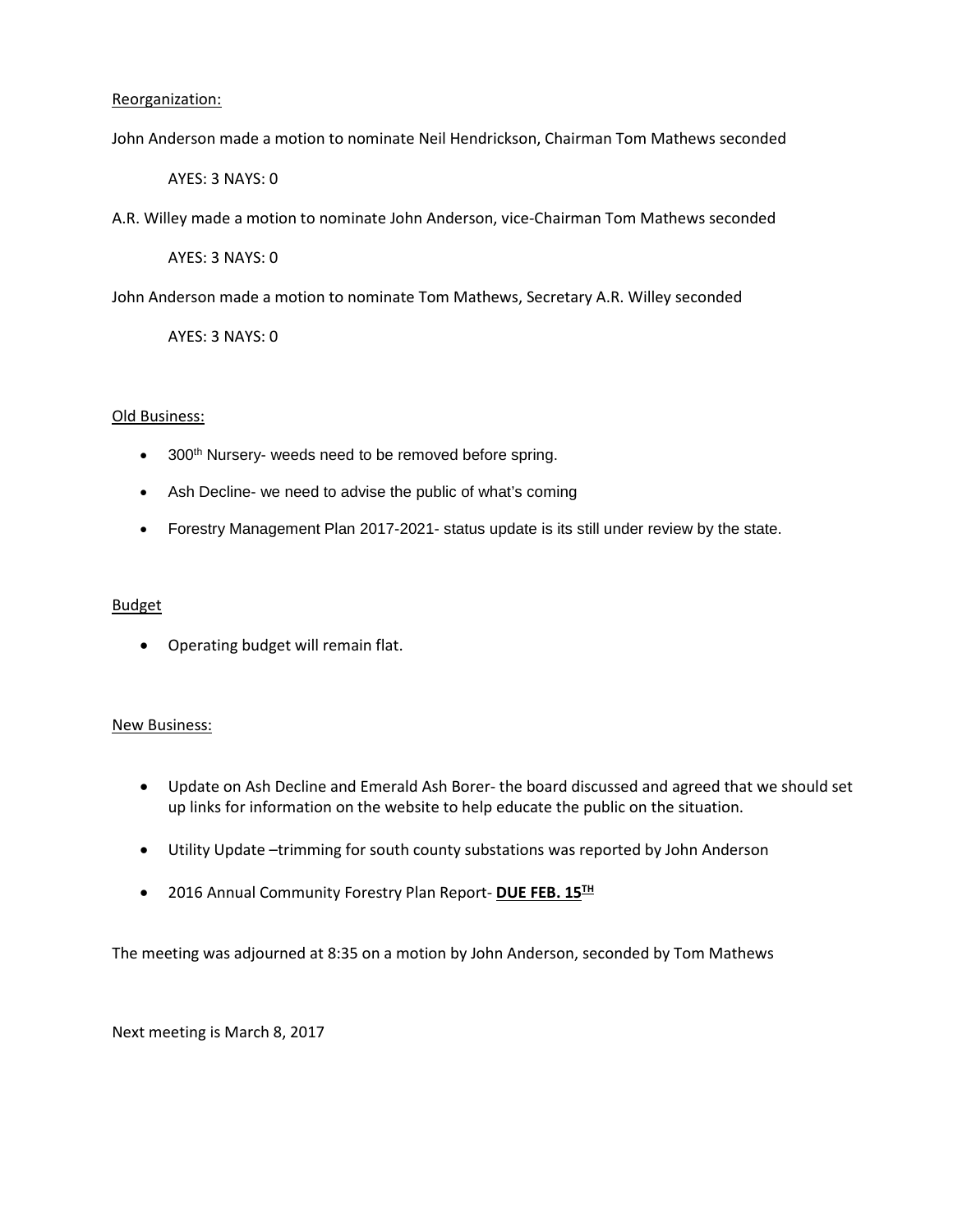Reorganization:

John Anderson made a motion to nominate Neil Hendrickson, Chairman Tom Mathews seconded

AYES: 3 NAYS: 0

A.R. Willey made a motion to nominate John Anderson, vice-Chairman Tom Mathews seconded

AYES: 3 NAYS: 0

John Anderson made a motion to nominate Tom Mathews, Secretary A.R. Willey seconded

AYES: 3 NAYS: 0

Old Business:

- 300th Nursery- weeds need to be removed before spring.
- Ash Decline- we need to advise the public of what's coming
- Forestry Management Plan 2017-2021- status update is its still under review by the state.

Budget

- Operating budget will remain flat.

New Business:

- Update on Ash Decline and Emerald Ash Borer- the board discussed and agreed that we should set up links for information on the website to help educate the public on the situation.
- Utility Update –trimming for south county substations was reported by John Anderson
- 2016 Annual Community Forestry Plan Report- **DUE FEB. 15TH**

The meeting was adjourned at 8:35 on a motion by John Anderson, seconded by Tom Mathews

Next meeting is March 8, 2017